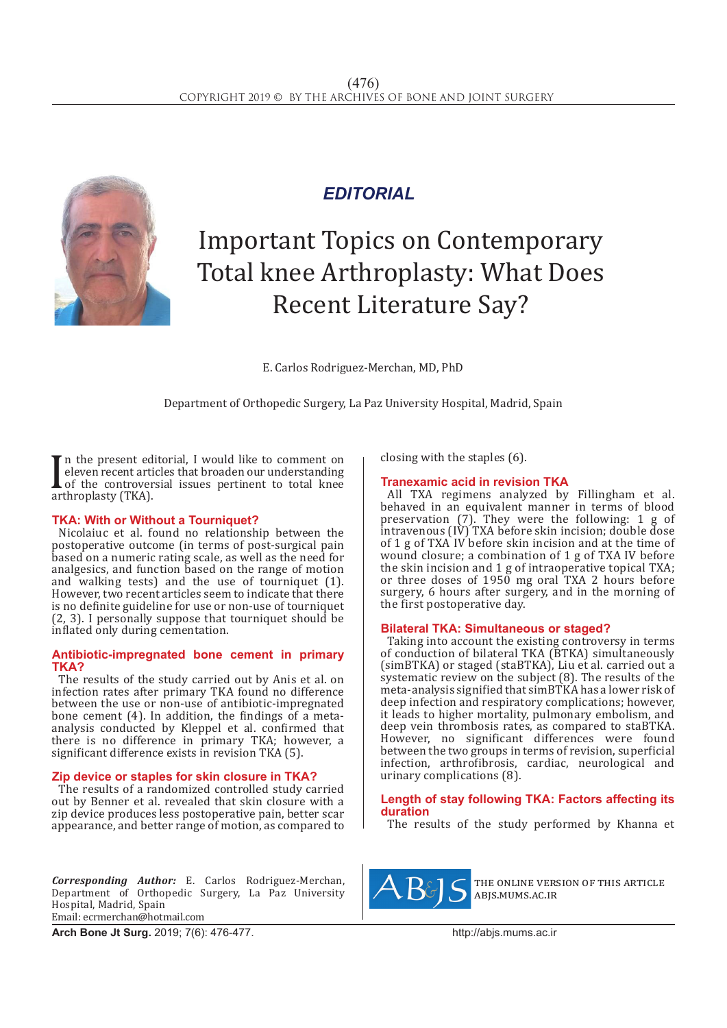*EDITORIAL*

# Important Topics on Contemporary Total knee Arthroplasty: What Does Recent Literature Say?

E. Carlos Rodriguez-Merchan, MD, PhD

Department of Orthopedic Surgery, La Paz University Hospital, Madrid, Spain

In the present editorial, I would like to comment on eleven recent articles that broaden our understanding of the controversial issues pertinent to total knee arthroplasty (TKA).

## TKA: With or Without a Tourniquet?

Nicolaiuc et al. found no relationship between the postoperative outcome (in terms of post-surgical pain based on a numeric rating scale, as well as the need for analgesics, and function based on the range of motion and walking tests) and the use of tourniquet (1). However, two recent articles seem to indicate that there is no definite guideline for use or non-use of tourniquet (2, 3). I personally suppose that tourniquet should be inflated only during cementation.

## Antibiotic-impregnated bone cement in primary TKA?

The results of the study carried out by Anis et al. on infection rates after primary TKA found no difference between the use or non-use of antibiotic-impregnated bone cement (4). In addition, the findings of a meta-analysis conducted by Kleppel et al. confirmed that there is no difference in primary TKA; however, a significant difference exists in revision TKA (5).

## Zip device or staples for skin closure in TKA?

The results of a randomized controlled study carried out by Benner et al. revealed that skin closure with a zip device produces less postoperative pain, better scar appearance, and better range of motion, as compared to closing with the staples (6).

## Tranexamic acid in revision TKA

All TXA regimens analyzed by Fillingham et al. behaved in an equivalent manner in terms of blood preservation (7). They were the following: 1 g of intravenous (IV) TXA before skin incision; double dose of 1 g of TXA IV before skin incision and at the time of wound closure; a combination of 1 g of TXA IV before the skin incision and 1 g of intraoperative topical TXA; or three doses of 1950 mg oral TXA 2 hours before surgery, 6 hours after surgery, and in the morning of the first postoperative day.

## Bilateral TKA: Simultaneous or staged?

Taking into account the existing controversy in terms of conduction of bilateral TKA (BTKA) simultaneously (simBTKA) or staged (staBTKA), Liu et al. carried out a systematic review on the subject (8). The results of the meta-analysis signified that simBTKA has a lower risk of deep infection and respiratory complications; however, it leads to higher mortality, pulmonary embolism, and deep vein thrombosis rates, as compared to staBTKA. However, no significant differences were found between the two groups in terms of revision, superficial infection, arthrofibrosis, cardiac, neurological and urinary complications (8).

## Length of stay following TKA: Factors affecting its duration

The results of the study performed by Khanna et

**Corresponding Author:** E. Carlos Rodriguez-Merchan, Department of Orthopedic Surgery, La Paz University Hospital, Madrid, Spain
Email: ecrmerchan@hotmail.com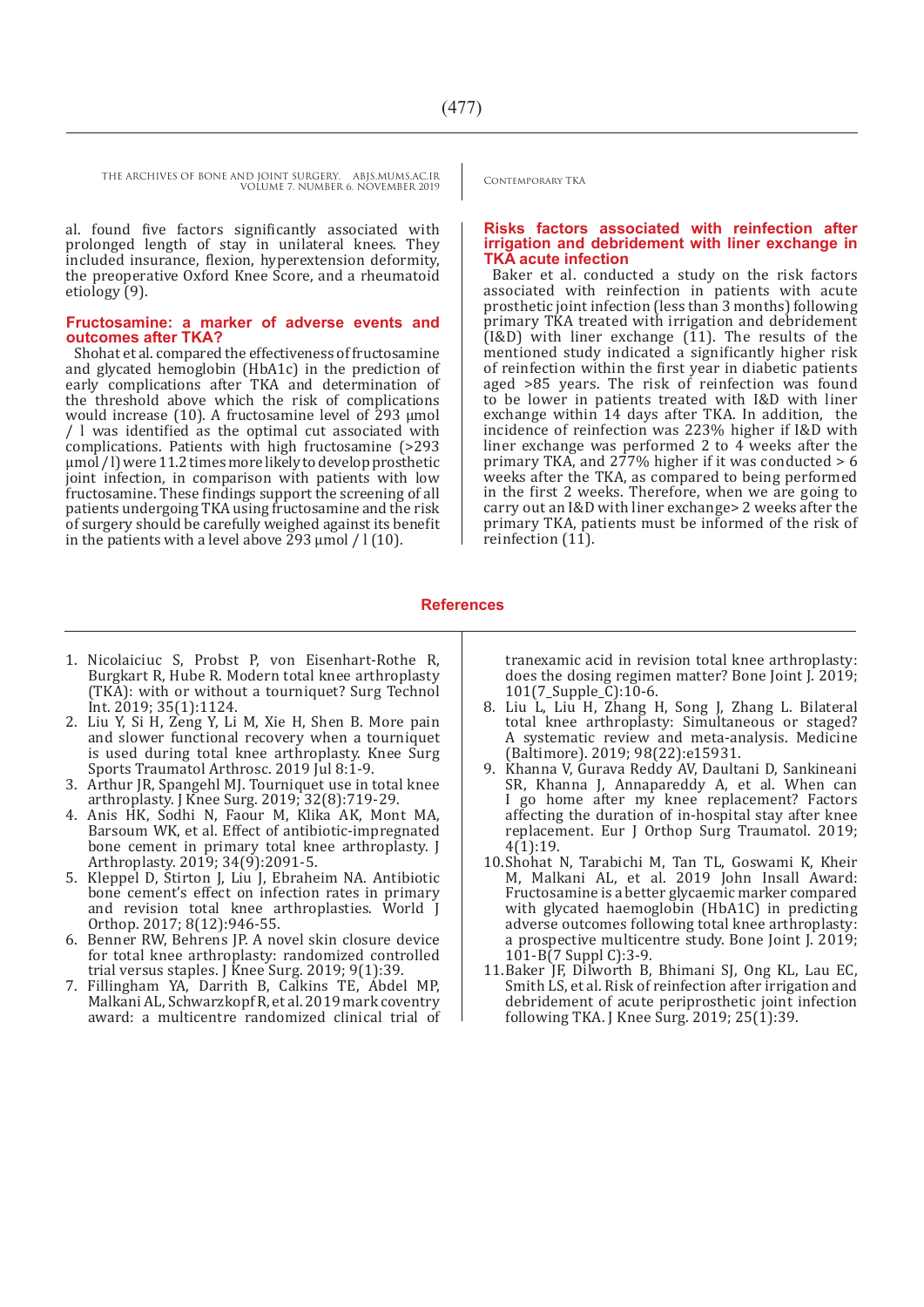al. found five factors significantly associated with prolonged length of stay in unilateral knees. They included insurance, flexion, hyperextension deformity, the preoperative Oxford Knee Score, and a rheumatoid etiology (9).

## Fructosamine: a marker of adverse events and outcomes after TKA?

Shohat et al. compared the effectiveness of fructosamine and glycated hemoglobin (HbA1c) in the prediction of early complications after TKA and determination of the threshold above which the risk of complications would increase (10). A fructosamine level of 293 µmol / l was identified as the optimal cut associated with complications. Patients with high fructosamine (>293 µmol / l) were 11.2 times more likely to develop prosthetic joint infection, in comparison with patients with low fructosamine. These findings support the screening of all patients undergoing TKA using fructosamine and the risk of surgery should be carefully weighed against its benefit in the patients with a level above 293 µmol / l (10).

## Risks factors associated with reinfection after irrigation and debridement with liner exchange in TKA acute infection

Baker et al. conducted a study on the risk factors associated with reinfection in patients with acute prosthetic joint infection (less than 3 months) following primary TKA treated with irrigation and debridement (I&D) with liner exchange (11). The results of the mentioned study indicated a significantly higher risk of reinfection within the first year in diabetic patients aged >85 years. The risk of reinfection was found to be lower in patients treated with I&D with liner exchange within 14 days after TKA. In addition, the incidence of reinfection was 223% higher if I&D with liner exchange was performed 2 to 4 weeks after the primary TKA, and 277% higher if it was conducted > 6 weeks after the TKA, as compared to being performed in the first 2 weeks. Therefore, when we are going to carry out an I&D with liner exchange> 2 weeks after the primary TKA, patients must be informed of the risk of reinfection (11).

## References

1. Nicolaiciuc S, Probst P, von Eisenhart-Rothe R, Burgkart R, Hube R. Modern total knee arthroplasty (TKA): with or without a tourniquet? Surg Technol Int. 2019; 35(1):1124.
2. Liu Y, Si H, Zeng Y, Li M, Xie H, Shen B. More pain and slower functional recovery when a tourniquet is used during total knee arthroplasty. Knee Surg Sports Traumatol Arthrosc. 2019 Jul 8:1-9.
3. Arthur JR, Spangehl MJ. Tourniquet use in total knee arthroplasty. J Knee Surg. 2019; 32(8):719-29.
4. Anis HK, Sodhi N, Faour M, Klika AK, Mont MA, Barsoum WK, et al. Effect of antibiotic-impregnated bone cement in primary total knee arthroplasty. J Arthroplasty. 2019; 34(9):2091-5.
5. Kleppel D, Stirton J, Liu J, Ebraheim NA. Antibiotic bone cement's effect on infection rates in primary and revision total knee arthroplasties. World J Orthop. 2017; 8(12):946-55.
6. Benner RW, Behrens JP. A novel skin closure device for total knee arthroplasty: randomized controlled trial versus staples. J Knee Surg. 2019; 9(1):39.
7. Fillingham YA, Darrith B, Calkins TE, Abdel MP, Malkani AL, Schwarzkopf R, et al. 2019 mark coventry award: a multicentre randomized clinical trial of tranexamic acid in revision total knee arthroplasty: does the dosing regimen matter? Bone Joint J. 2019; 101(7_Supple_C):10-6.
8. Liu L, Liu H, Zhang H, Song J, Zhang L. Bilateral total knee arthroplasty: Simultaneous or staged? A systematic review and meta-analysis. Medicine (Baltimore). 2019; 98(22):e15931.
9. Khanna V, Gurava Reddy AV, Daultani D, Sankineani SR, Khanna J, Annapareddy A, et al. When can I go home after my knee replacement? Factors affecting the duration of in-hospital stay after knee replacement. Eur J Orthop Surg Traumatol. 2019; 4(1):19.
10. Shohat N, Tarabichi M, Tan TL, Goswami K, Kheir M, Malkani AL, et al. 2019 John Insall Award: Fructosamine is a better glycaemic marker compared with glycated haemoglobin (HbA1C) in predicting adverse outcomes following total knee arthroplasty: a prospective multicentre study. Bone Joint J. 2019; 101-B(7 Suppl C):3-9.
11. Baker JF, Dilworth B, Bhimani SJ, Ong KL, Lau EC, Smith LS, et al. Risk of reinfection after irrigation and debridement of acute periprosthetic joint infection following TKA. J Knee Surg. 2019; 25(1):39.